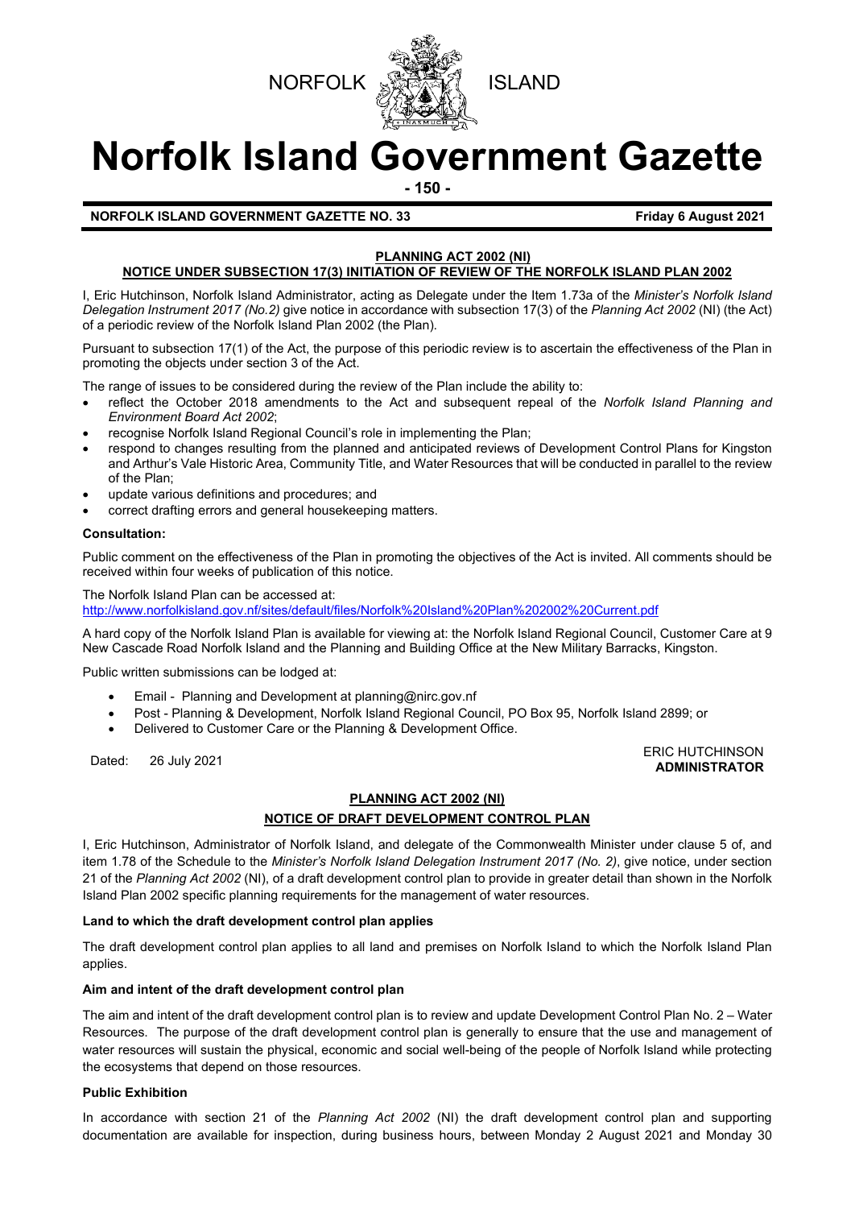NORFOLK ISLAND

# Norfolk Island Government Gazette

**NORFOLK ISLAND GOVERNMENT GAZETTE NO. 33** **Friday 6 August 2021**

## PLANNING ACT 2002 (NI)
## NOTICE UNDER SUBSECTION 17(3) INITIATION OF REVIEW OF THE NORFOLK ISLAND PLAN 2002

I, Eric Hutchinson, Norfolk Island Administrator, acting as Delegate under the Item 1.73a of the *Minister's Norfolk Island Delegation Instrument 2017 (No.2)* give notice in accordance with subsection 17(3) of the *Planning Act 2002* (NI) (the Act) of a periodic review of the Norfolk Island Plan 2002 (the Plan).

Pursuant to subsection 17(1) of the Act, the purpose of this periodic review is to ascertain the effectiveness of the Plan in promoting the objects under section 3 of the Act.

The range of issues to be considered during the review of the Plan include the ability to:

- reflect the October 2018 amendments to the Act and subsequent repeal of the *Norfolk Island Planning and Environment Board Act 2002*;
- recognise Norfolk Island Regional Council's role in implementing the Plan;
- respond to changes resulting from the planned and anticipated reviews of Development Control Plans for Kingston and Arthur's Vale Historic Area, Community Title, and Water Resources that will be conducted in parallel to the review of the Plan;
- update various definitions and procedures; and
- correct drafting errors and general housekeeping matters.

**Consultation:**

Public comment on the effectiveness of the Plan in promoting the objectives of the Act is invited. All comments should be received within four weeks of publication of this notice.

The Norfolk Island Plan can be accessed at:
http://www.norfolkisland.gov.nf/sites/default/files/Norfolk%20Island%20Plan%202002%20Current.pdf

A hard copy of the Norfolk Island Plan is available for viewing at: the Norfolk Island Regional Council, Customer Care at 9 New Cascade Road Norfolk Island and the Planning and Building Office at the New Military Barracks, Kingston.

Public written submissions can be lodged at:

- Email - Planning and Development at planning@nirc.gov.nf
- Post - Planning & Development, Norfolk Island Regional Council, PO Box 95, Norfolk Island 2899; or
- Delivered to Customer Care or the Planning & Development Office.

Dated: 26 July 2021

ERIC HUTCHINSON
**ADMINISTRATOR**

## PLANNING ACT 2002 (NI)
## NOTICE OF DRAFT DEVELOPMENT CONTROL PLAN

I, Eric Hutchinson, Administrator of Norfolk Island, and delegate of the Commonwealth Minister under clause 5 of, and item 1.78 of the Schedule to the *Minister's Norfolk Island Delegation Instrument 2017 (No. 2)*, give notice, under section 21 of the *Planning Act 2002* (NI), of a draft development control plan to provide in greater detail than shown in the Norfolk Island Plan 2002 specific planning requirements for the management of water resources.

**Land to which the draft development control plan applies**

The draft development control plan applies to all land and premises on Norfolk Island to which the Norfolk Island Plan applies.

**Aim and intent of the draft development control plan**

The aim and intent of the draft development control plan is to review and update Development Control Plan No. 2 – Water Resources. The purpose of the draft development control plan is generally to ensure that the use and management of water resources will sustain the physical, economic and social well-being of the people of Norfolk Island while protecting the ecosystems that depend on those resources.

**Public Exhibition**

In accordance with section 21 of the *Planning Act 2002* (NI) the draft development control plan and supporting documentation are available for inspection, during business hours, between Monday 2 August 2021 and Monday 30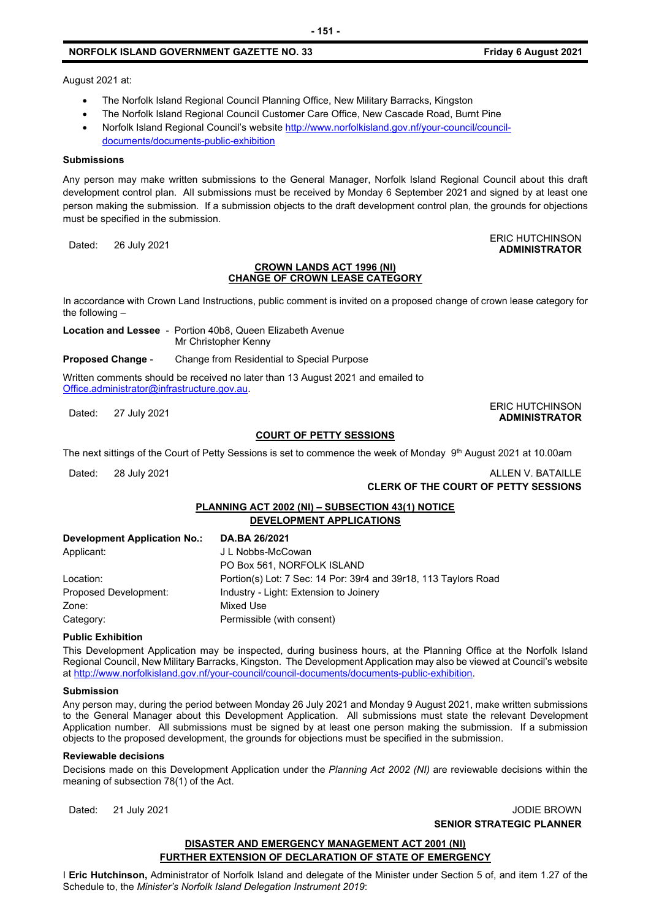August 2021 at:

- The Norfolk Island Regional Council Planning Office, New Military Barracks, Kingston
- The Norfolk Island Regional Council Customer Care Office, New Cascade Road, Burnt Pine
- Norfolk Island Regional Council's website http://www.norfolkisland.gov.nf/your-council/council-documents/documents-public-exhibition

**Submissions**

Any person may make written submissions to the General Manager, Norfolk Island Regional Council about this draft development control plan. All submissions must be received by Monday 6 September 2021 and signed by at least one person making the submission. If a submission objects to the draft development control plan, the grounds for objections must be specified in the submission.

Dated: 26 July 2021

ERIC HUTCHINSON
**ADMINISTRATOR**

**CROWN LANDS ACT 1996 (NI)**
**CHANGE OF CROWN LEASE CATEGORY**

In accordance with Crown Land Instructions, public comment is invited on a proposed change of crown lease category for the following –

**Location and Lessee** - Portion 40b8, Queen Elizabeth Avenue
Mr Christopher Kenny

**Proposed Change** - Change from Residential to Special Purpose

Written comments should be received no later than 13 August 2021 and emailed to Office.administrator@infrastructure.gov.au.

Dated: 27 July 2021

ERIC HUTCHINSON
**ADMINISTRATOR**

**COURT OF PETTY SESSIONS**

The next sittings of the Court of Petty Sessions is set to commence the week of Monday 9th August 2021 at 10.00am

Dated: 28 July 2021

ALLEN V. BATAILLE
**CLERK OF THE COURT OF PETTY SESSIONS**

**PLANNING ACT 2002 (NI) – SUBSECTION 43(1) NOTICE**
**DEVELOPMENT APPLICATIONS**

| **Development Application No.:** | **DA.BA 26/2021** |
|---|---|
| Applicant: | J L Nobbs-McCowan<br>PO Box 561, NORFOLK ISLAND |
| Location: | Portion(s) Lot: 7 Sec: 14 Por: 39r4 and 39r18, 113 Taylors Road |
| Proposed Development: | Industry - Light: Extension to Joinery |
| Zone: | Mixed Use |
| Category: | Permissible (with consent) |

**Public Exhibition**

This Development Application may be inspected, during business hours, at the Planning Office at the Norfolk Island Regional Council, New Military Barracks, Kingston. The Development Application may also be viewed at Council's website at http://www.norfolkisland.gov.nf/your-council/council-documents/documents-public-exhibition.

**Submission**

Any person may, during the period between Monday 26 July 2021 and Monday 9 August 2021, make written submissions to the General Manager about this Development Application. All submissions must state the relevant Development Application number. All submissions must be signed by at least one person making the submission. If a submission objects to the proposed development, the grounds for objections must be specified in the submission.

**Reviewable decisions**

Decisions made on this Development Application under the *Planning Act 2002 (NI)* are reviewable decisions within the meaning of subsection 78(1) of the Act.

Dated: 21 July 2021

JODIE BROWN
**SENIOR STRATEGIC PLANNER**

**DISASTER AND EMERGENCY MANAGEMENT ACT 2001 (NI)**
**FURTHER EXTENSION OF DECLARATION OF STATE OF EMERGENCY**

I **Eric Hutchinson,** Administrator of Norfolk Island and delegate of the Minister under Section 5 of, and item 1.27 of the Schedule to, the *Minister's Norfolk Island Delegation Instrument 2019*: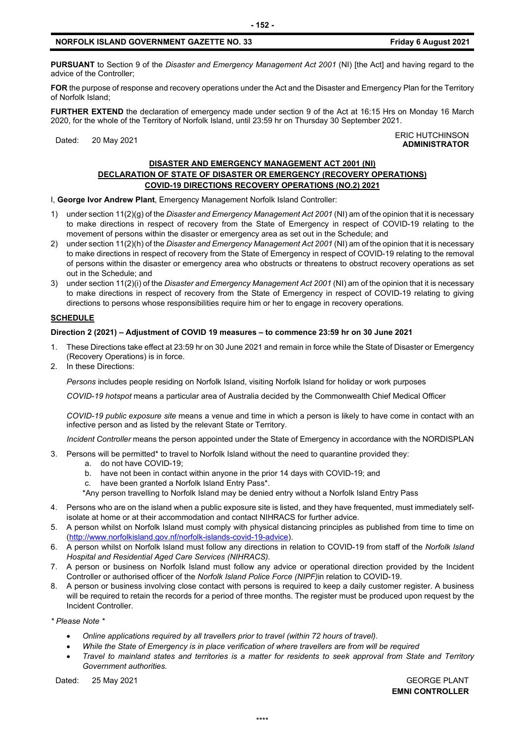**PURSUANT** to Section 9 of the *Disaster and Emergency Management Act 2001* (NI) [the Act] and having regard to the advice of the Controller;

**FOR** the purpose of response and recovery operations under the Act and the Disaster and Emergency Plan for the Territory of Norfolk Island;

**FURTHER EXTEND** the declaration of emergency made under section 9 of the Act at 16:15 Hrs on Monday 16 March 2020, for the whole of the Territory of Norfolk Island, until 23:59 hr on Thursday 30 September 2021.

Dated: 20 May 2021

ERIC HUTCHINSON
**ADMINISTRATOR**

## DISASTER AND EMERGENCY MANAGEMENT ACT 2001 (NI)
## DECLARATION OF STATE OF DISASTER OR EMERGENCY (RECOVERY OPERATIONS)
## COVID-19 DIRECTIONS RECOVERY OPERATIONS (NO.2) 2021

I, **George Ivor Andrew Plant**, Emergency Management Norfolk Island Controller:

1) under section 11(2)(g) of the *Disaster and Emergency Management Act 2001* (NI) am of the opinion that it is necessary to make directions in respect of recovery from the State of Emergency in respect of COVID-19 relating to the movement of persons within the disaster or emergency area as set out in the Schedule; and
2) under section 11(2)(h) of the *Disaster and Emergency Management Act 2001* (NI) am of the opinion that it is necessary to make directions in respect of recovery from the State of Emergency in respect of COVID-19 relating to the removal of persons within the disaster or emergency area who obstructs or threatens to obstruct recovery operations as set out in the Schedule; and
3) under section 11(2)(i) of the *Disaster and Emergency Management Act 2001* (NI) am of the opinion that it is necessary to make directions in respect of recovery from the State of Emergency in respect of COVID-19 relating to giving directions to persons whose responsibilities require him or her to engage in recovery operations.

### SCHEDULE

**Direction 2 (2021) – Adjustment of COVID 19 measures – to commence 23:59 hr on 30 June 2021**

1. These Directions take effect at 23:59 hr on 30 June 2021 and remain in force while the State of Disaster or Emergency (Recovery Operations) is in force.
2. In these Directions:

   *Persons* includes people residing on Norfolk Island, visiting Norfolk Island for holiday or work purposes

   *COVID-19 hotspot* means a particular area of Australia decided by the Commonwealth Chief Medical Officer

   *COVID-19 public exposure site* means a venue and time in which a person is likely to have come in contact with an infective person and as listed by the relevant State or Territory.

   *Incident Controller* means the person appointed under the State of Emergency in accordance with the NORDISPLAN

3. Persons will be permitted* to travel to Norfolk Island without the need to quarantine provided they:
   a. do not have COVID-19;
   b. have not been in contact within anyone in the prior 14 days with COVID-19; and
   c. have been granted a Norfolk Island Entry Pass*.

   *Any person travelling to Norfolk Island may be denied entry without a Norfolk Island Entry Pass
4. Persons who are on the island when a public exposure site is listed, and they have frequented, must immediately self-isolate at home or at their accommodation and contact NIHRACS for further advice.
5. A person whilst on Norfolk Island must comply with physical distancing principles as published from time to time on (http://www.norfolkisland.gov.nf/norfolk-islands-covid-19-advice).
6. A person whilst on Norfolk Island must follow any directions in relation to COVID-19 from staff of the *Norfolk Island Hospital and Residential Aged Care Services (NIHRACS).*
7. A person or business on Norfolk Island must follow any advice or operational direction provided by the Incident Controller or authorised officer of the *Norfolk Island Police Force (NIPF)*in relation to COVID-19.
8. A person or business involving close contact with persons is required to keep a daily customer register. A business will be required to retain the records for a period of three months. The register must be produced upon request by the Incident Controller.

*\* Please Note \**

- *Online applications required by all travellers prior to travel (within 72 hours of travel).*
- *While the State of Emergency is in place verification of where travellers are from will be required*
- *Travel to mainland states and territories is a matter for residents to seek approval from State and Territory Government authorities.*

Dated: 25 May 2021

GEORGE PLANT
**EMNI CONTROLLER**

\*\*\*\*